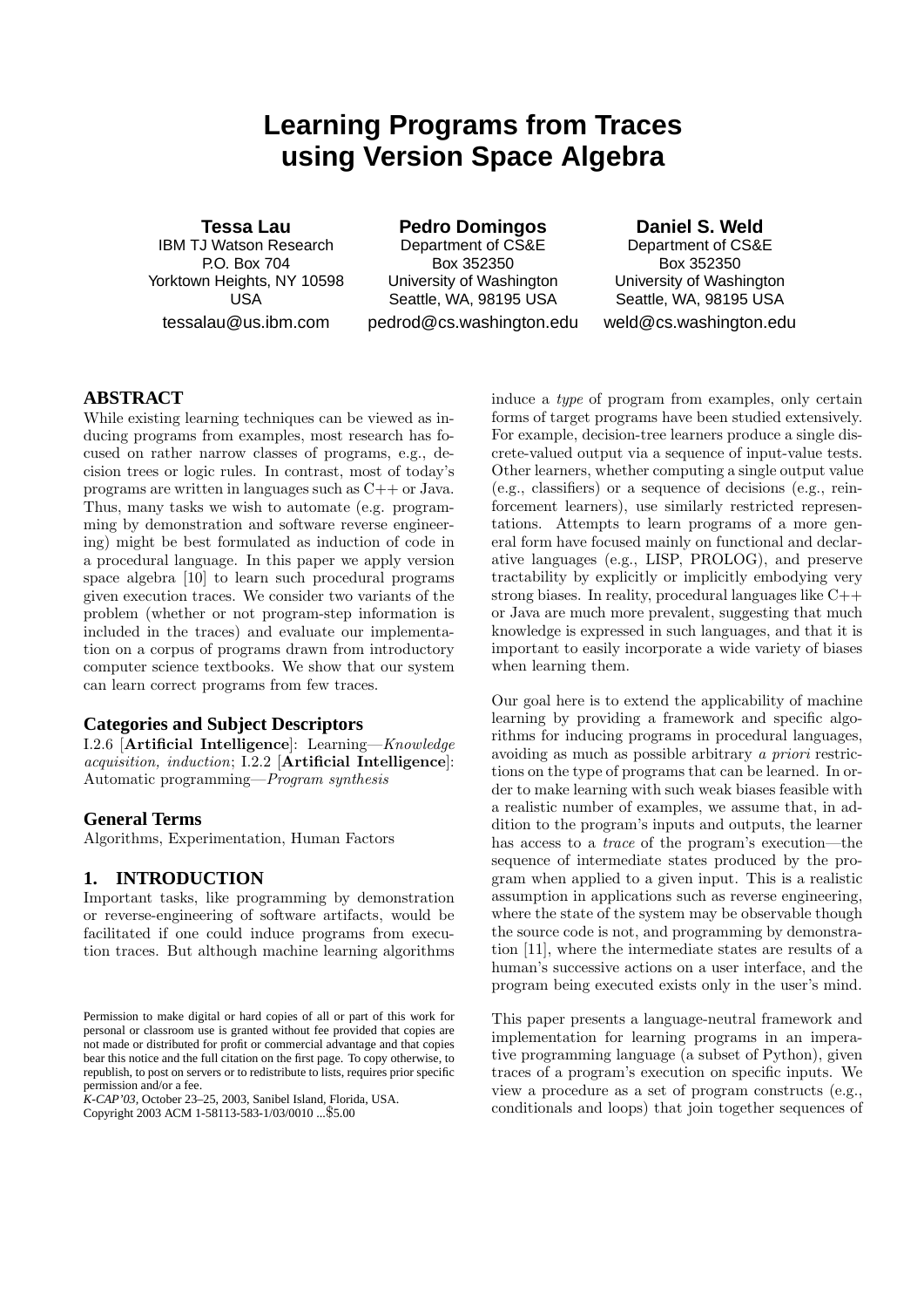# Learning Programs from Traces using Version Space Algebra

**Tessa Lau**
IBM TJ Watson Research
P.O. Box 704
Yorktown Heights, NY 10598
USA
tessalau@us.ibm.com

**Pedro Domingos**
Department of CS&E
Box 352350
University of Washington
Seattle, WA, 98195 USA
pedrod@cs.washington.edu

**Daniel S. Weld**
Department of CS&E
Box 352350
University of Washington
Seattle, WA, 98195 USA
weld@cs.washington.edu

## ABSTRACT

While existing learning techniques can be viewed as inducing programs from examples, most research has focused on rather narrow classes of programs, e.g., decision trees or logic rules. In contrast, most of today's programs are written in languages such as C++ or Java. Thus, many tasks we wish to automate (e.g. programming by demonstration and software reverse engineering) might be best formulated as induction of code in a procedural language. In this paper we apply version space algebra [10] to learn such procedural programs given execution traces. We consider two variants of the problem (whether or not program-step information is included in the traces) and evaluate our implementation on a corpus of programs drawn from introductory computer science textbooks. We show that our system can learn correct programs from few traces.

### Categories and Subject Descriptors

I.2.6 [**Artificial Intelligence**]: Learning—*Knowledge acquisition, induction*; I.2.2 [**Artificial Intelligence**]: Automatic programming—*Program synthesis*

### General Terms

Algorithms, Experimentation, Human Factors

## 1. INTRODUCTION

Important tasks, like programming by demonstration or reverse-engineering of software artifacts, would be facilitated if one could induce programs from execution traces. But although machine learning algorithms induce a *type* of program from examples, only certain forms of target programs have been studied extensively. For example, decision-tree learners produce a single discrete-valued output via a sequence of input-value tests. Other learners, while computing a single output value (e.g., classifiers) or a sequence of decisions (e.g., reinforcement learners), use similarly restricted representations. Attempts to learn programs of a more general form have focused mainly on functional and declarative languages (e.g., LISP, PROLOG), and preserve tractability by explicitly or implicitly embodying very strong biases. In reality, procedural languages like C++ or Java are much more prevalent, suggesting that much knowledge is expressed in such languages, and that it is important to easily incorporate a wide variety of biases when learning them.

Our goal here is to extend the applicability of machine learning by providing a framework and specific algorithms for inducing programs in procedural languages, avoiding as much as possible arbitrary *a priori* restrictions on the type of programs that can be learned. In order to make learning with such weak biases feasible with a realistic number of examples, we assume that, in addition to the program's inputs and outputs, the learner has access to a *trace* of the program's execution—the sequence of intermediate states produced by the program when applied to a given input. This is a realistic assumption in applications such as reverse engineering, where the state of the system may be observable though the source code is not, and programming by demonstration [11], where the intermediate states are results of a human's successive actions on a user interface, and the program being executed exists only in the user's mind.

This paper presents a language-neutral framework and implementation for learning programs in an imperative programming language (a subset of Python), given traces of a program's execution on specific inputs. We view a procedure as a set of program constructs (e.g., conditionals and loops) that join together sequences of

Permission to make digital or hard copies of all or part of this work for personal or classroom use is granted without fee provided that copies are not made or distributed for profit or commercial advantage and that copies bear this notice and the full citation on the first page. To copy otherwise, to republish, to post on servers or to redistribute to lists, requires prior specific permission and/or a fee.
*K-CAP'03*, October 23–25, 2003, Sanibel Island, Florida, USA.
Copyright 2003 ACM 1-58113-583-1/03/0010 ...$5.00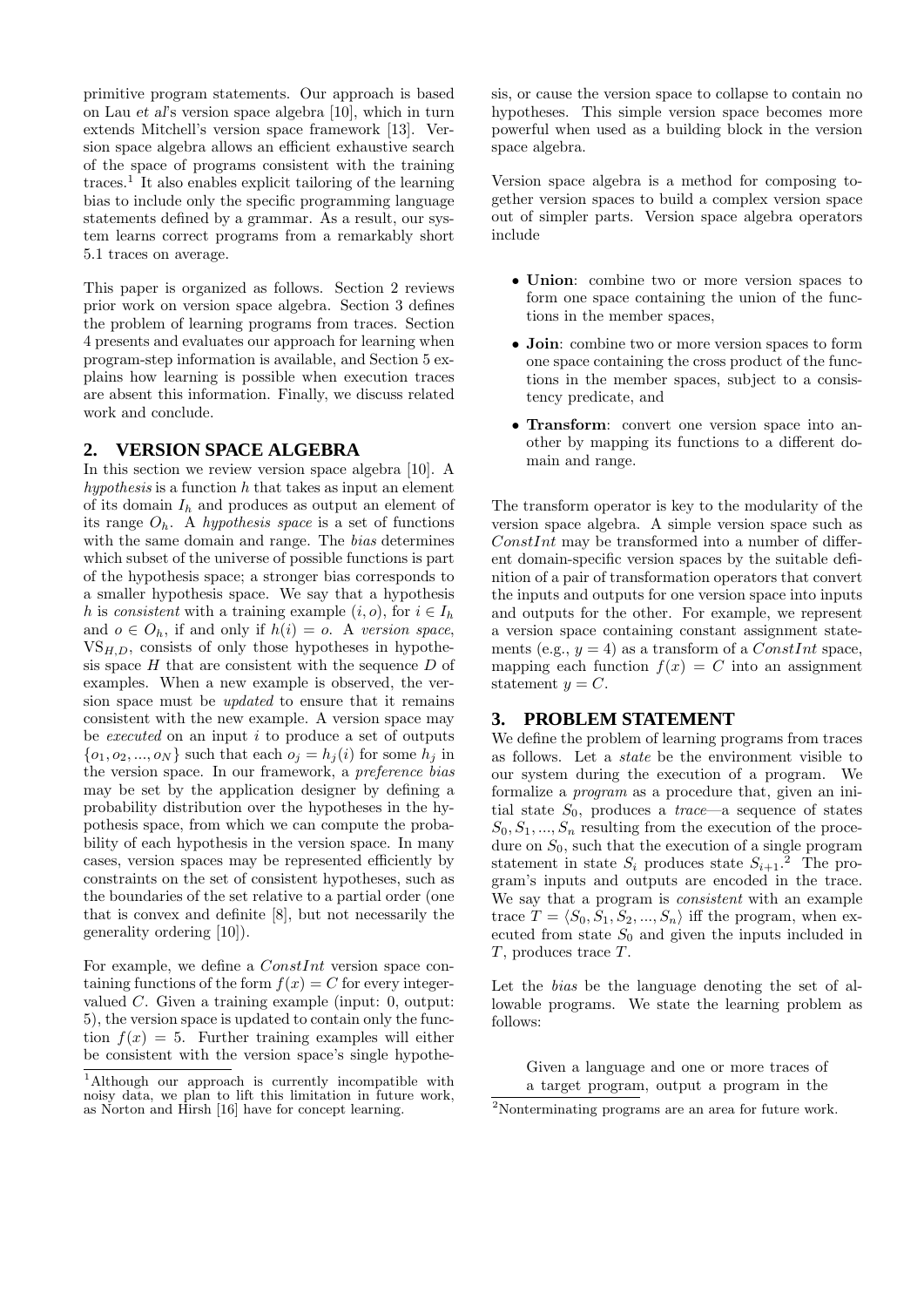primitive program statements. Our approach is based on Lau *et al*'s version space algebra [10], which in turn extends Mitchell's version space framework [13]. Version space algebra allows an efficient exhaustive search of the space of programs consistent with the training traces.[1] It also enables explicit tailoring of the learning bias to include only the specific programming language statements defined by a grammar. As a result, our system learns correct programs from a remarkably short 5.1 traces on average.

This paper is organized as follows. Section 2 reviews prior work on version space algebra. Section 3 defines the problem of learning programs from traces. Section 4 presents and evaluates our approach for learning when program-step information is available, and Section 5 explains how learning is possible when execution traces are absent this information. Finally, we discuss related work and conclude.

## 2. VERSION SPACE ALGEBRA

In this section we review version space algebra [10]. A *hypothesis* is a function $h$ that takes as input an element of its domain $I_h$ and produces as output an element of its range $O_h$. A *hypothesis space* is a set of functions with the same domain and range. The *bias* determines which subset of the universe of possible functions is part of the hypothesis space; a stronger bias corresponds to a smaller hypothesis space. We say that a hypothesis $h$ is *consistent* with a training example $(i, o)$, for $i \in I_h$ and $o \in O_h$, if and only if $h(i) = o$. A *version space*, $\mathrm{VS}_{H,D}$, consists of only those hypotheses in hypothesis space $H$ that are consistent with the sequence $D$ of examples. When a new example is observed, the version space must be *updated* to ensure that it remains consistent with the new example. A version space may be *executed* on an input $i$ to produce a set of outputs $\{o_1, o_2, ..., o_N\}$ such that each $o_j = h_j(i)$ for some $h_j$ in the version space. In our framework, a *preference bias* may be set by the application designer by defining a probability distribution over the hypotheses in the hypothesis space, from which we can compute the probability of each hypothesis in the version space. In many cases, version spaces may be represented efficiently by constraints on the set of consistent hypotheses, such as the boundaries of the set relative to a partial order (one that is convex and definite [8], but not necessarily the generality ordering [10]).

For example, we define a *ConstInt* version space containing functions of the form $f(x) = C$ for every integer-valued $C$. Given a training example (input: 0, output: 5), the version space is updated to contain only the function $f(x) = 5$. Further training examples will either be consistent with the version space's single hypothesis, or cause the version space to collapse to contain no hypotheses. This simple version space becomes more powerful when used as a building block in the version space algebra.

Version space algebra is a method for composing together version spaces to build a complex version space out of simpler parts. Version space algebra operators include

- **Union**: combine two or more version spaces to form one space containing the union of the functions in the member spaces,
- **Join**: combine two or more version spaces to form one space containing the cross product of the functions in the member spaces, subject to a consistency predicate, and
- **Transform**: convert one version space into another by mapping its functions to a different domain and range.

The transform operator is key to the modularity of the version space algebra. A simple version space such as *ConstInt* may be transformed into a number of different domain-specific version spaces by the suitable definition of a pair of transformation operators that convert the inputs and outputs for one version space into inputs and outputs for the other. For example, we represent a version space containing constant assignment statements (e.g., $y = 4$) as a transform of a *ConstInt* space, mapping each function $f(x) = C$ into an assignment statement $y = C$.

## 3. PROBLEM STATEMENT

We define the problem of learning programs from traces as follows. Let a *state* be the environment visible to our system during the execution of a program. We formalize a *program* as a procedure that, given an initial state $S_0$, produces a *trace*—a sequence of states $S_0, S_1, ..., S_n$ resulting from the execution of the procedure on $S_0$, such that the execution of a single program statement in state $S_i$ produces state $S_{i+1}$.[2] The program's inputs and outputs are encoded in the trace. We say that a program is *consistent* with an example trace $T = \langle S_0, S_1, S_2, ..., S_n \rangle$ iff the program, when executed from state $S_0$ and given the inputs included in $T$, produces trace $T$.

Let the *bias* be the language denoting the set of allowable programs. We state the learning problem as follows:

> Given a language and one or more traces of a target program, output a program in the

---

[1] Although our approach is currently incompatible with noisy data, we plan to lift this limitation in future work, as Norton and Hirsh [16] have for concept learning.

[2] Nonterminating programs are an area for future work.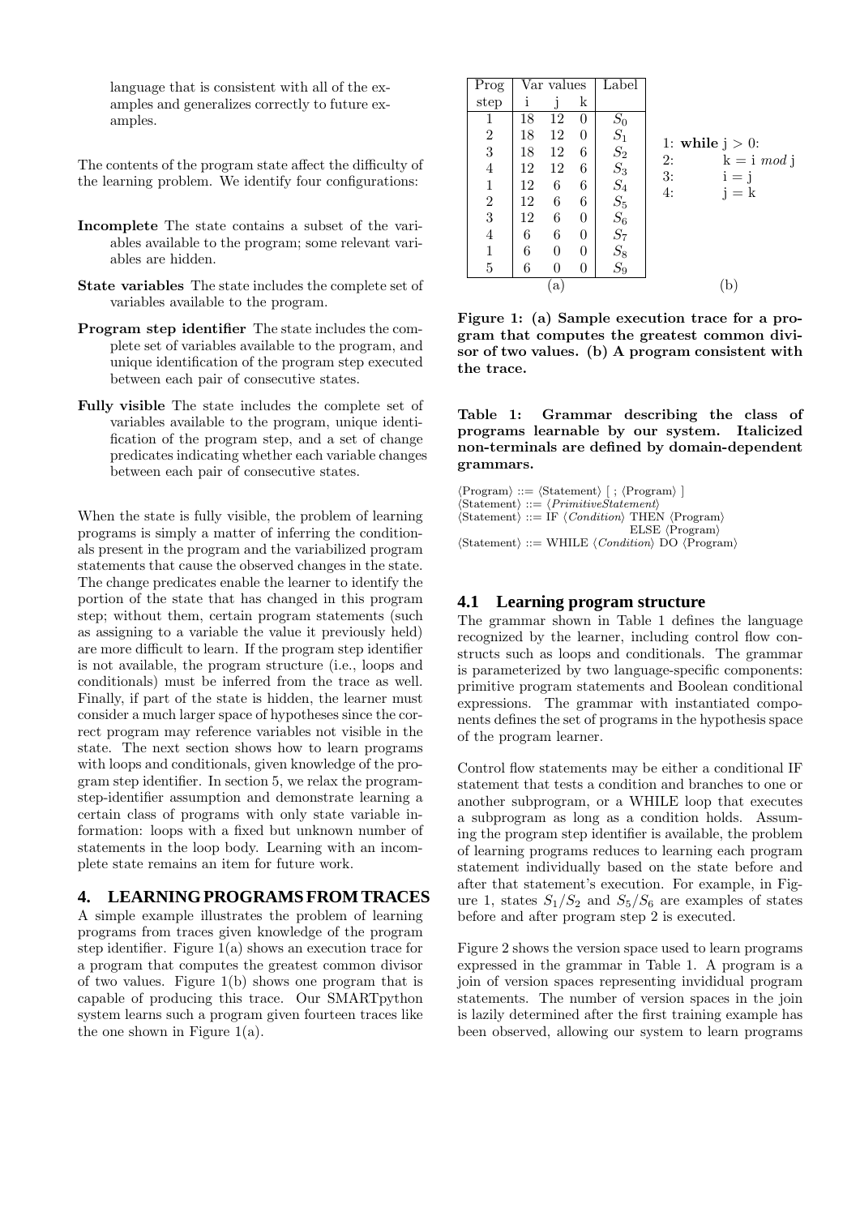language that is consistent with all of the examples and generalizes correctly to future examples.

The contents of the program state affect the difficulty of the learning problem. We identify four configurations:

**Incomplete** The state contains a subset of the variables available to the program; some relevant variables are hidden.

**State variables** The state includes the complete set of variables available to the program.

**Program step identifier** The state includes the complete set of variables available to the program, and unique identification of the program step executed between each pair of consecutive states.

**Fully visible** The state includes the complete set of variables available to the program, unique identification of the program step, and a set of change predicates indicating whether each variable changes between each pair of consecutive states.

When the state is fully visible, the problem of learning programs is simply a matter of inferring the conditionals present in the program and the variabilized program statements that cause the observed changes in the state. The change predicates enable the learner to identify the portion of the state that has changed in this program step; without them, certain program statements (such as assigning to a variable the value it previously held) are more difficult to learn. If the program step identifier is not available, the program structure (i.e., loops and conditionals) must be inferred from the trace as well. Finally, if part of the state is hidden, the learner must consider a much larger space of hypotheses since the correct program may reference variables not visible in the state. The next section shows how to learn programs with loops and conditionals, given knowledge of the program step identifier. In section 5, we relax the program-step-identifier assumption and demonstrate learning a certain class of programs with only state variable information: loops with a fixed but unknown number of statements in the loop body. Learning with an incomplete state remains an item for future work.

## 4. LEARNING PROGRAMS FROM TRACES

A simple example illustrates the problem of learning programs from traces given knowledge of the program step identifier. Figure 1(a) shows an execution trace for a program that computes the greatest common divisor of two values. Figure 1(b) shows one program that is capable of producing this trace. Our SMARTpython system learns such a program given fourteen traces like the one shown in Figure 1(a).

| Prog step | i | j | k | Label |
|---|---|---|---|---|
| 1 | 18 | 12 | 0 | $S_0$ |
| 2 | 18 | 12 | 0 | $S_1$ |
| 3 | 18 | 12 | 6 | $S_2$ |
| 4 | 12 | 12 | 6 | $S_3$ |
| 1 | 12 | 6 | 6 | $S_4$ |
| 2 | 12 | 6 | 6 | $S_5$ |
| 3 | 12 | 6 | 0 | $S_6$ |
| 4 | 6 | 6 | 0 | $S_7$ |
| 1 | 6 | 0 | 0 | $S_8$ |
| 5 | 6 | 0 | 0 | $S_9$ |

(a)

```
1: while j > 0:
2:     k = i mod j
3:     i = j
4:     j = k
```

(b)

**Figure 1: (a) Sample execution trace for a program that computes the greatest common divisor of two values. (b) A program consistent with the trace.**

**Table 1: Grammar describing the class of programs learnable by our system. Italicized non-terminals are defined by domain-dependent grammars.**

⟨Program⟩ ::= ⟨Statement⟩ [ ; ⟨Program⟩ ]
⟨Statement⟩ ::= ⟨*PrimitiveStatement*⟩
⟨Statement⟩ ::= IF ⟨*Condition*⟩ THEN ⟨Program⟩ ELSE ⟨Program⟩
⟨Statement⟩ ::= WHILE ⟨*Condition*⟩ DO ⟨Program⟩

### 4.1 Learning program structure

The grammar shown in Table 1 defines the language recognized by the learner, including control flow constructs such as loops and conditionals. The grammar is parameterized by two language-specific components: primitive program statements and Boolean conditional expressions. The grammar with instantiated components defines the set of programs in the hypothesis space of the program learner.

Control flow statements may be either a conditional IF statement that tests a condition and branches to one or another subprogram, or a WHILE loop that executes a subprogram as long as a condition holds. Assuming the program step identifier is available, the problem of learning programs reduces to learning each program statement individually based on the state before and after that statement's execution. For example, in Figure 1, states $S_1/S_2$ and $S_5/S_6$ are examples of states before and after program step 2 is executed.

Figure 2 shows the version space used to learn programs expressed in the grammar in Table 1. A program is a join of version spaces representing invididual program statements. The number of version spaces in the join is lazily determined after the first training example has been observed, allowing our system to learn programs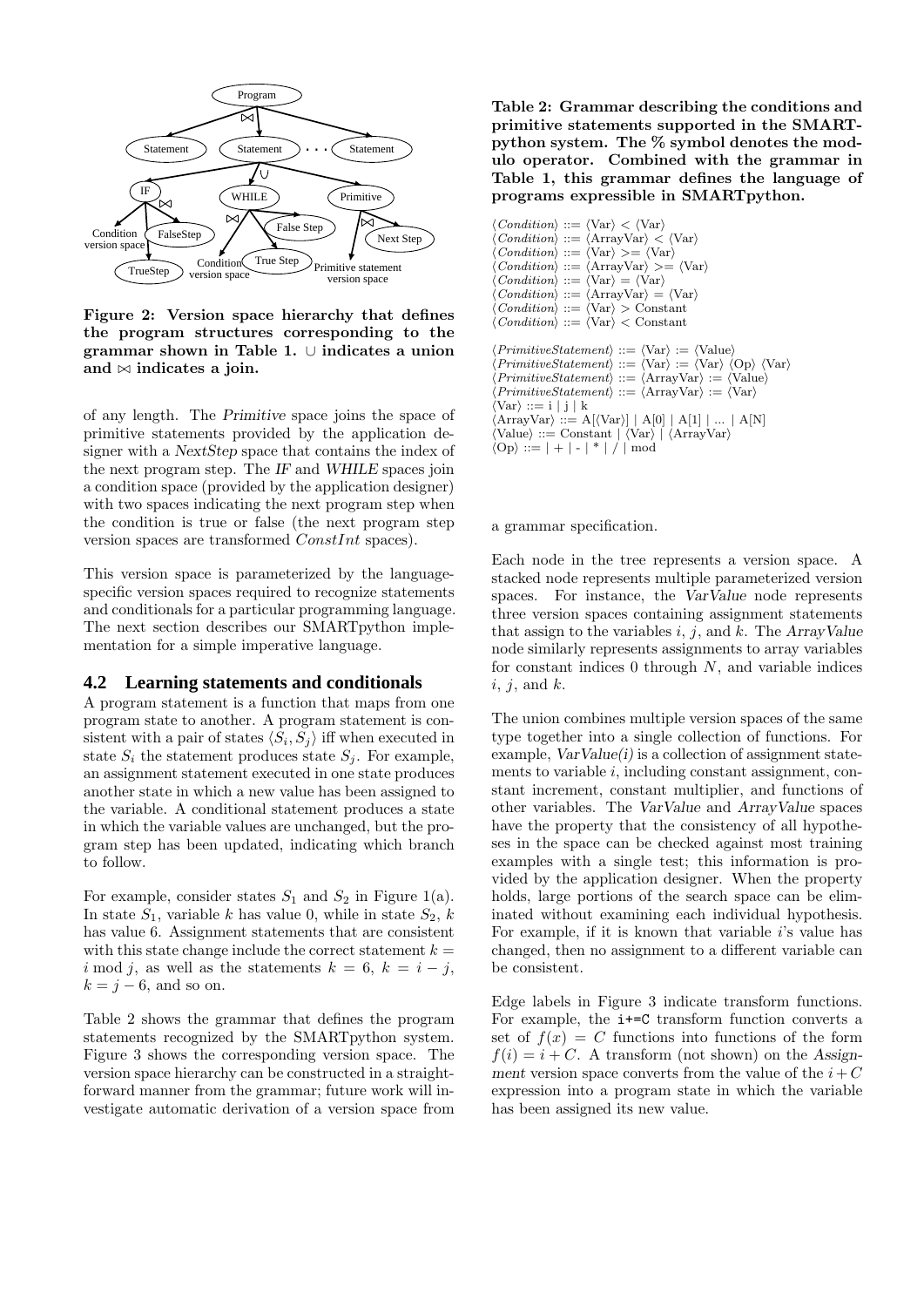Figure 2: Version space hierarchy that defines the program structures corresponding to the grammar shown in Table 1. $\cup$ indicates a union and $\bowtie$ indicates a join.

of any length. The *Primitive* space joins the space of primitive statements provided by the application designer with a *NextStep* space that contains the index of the next program step. The *IF* and *WHILE* spaces join a condition space (provided by the application designer) with two spaces indicating the next program step when the condition is true or false (the next program step version spaces are transformed *ConstInt* spaces).

This version space is parameterized by the language-specific version spaces required to recognize statements and conditionals for a particular programming language. The next section describes our SMARTpython implementation for a simple imperative language.

## 4.2 Learning statements and conditionals

A program statement is a function that maps from one program state to another. A program statement is consistent with a pair of states $\langle S_i, S_j \rangle$ iff when executed in state $S_i$ the statement produces state $S_j$. For example, an assignment statement executed in one state produces another state in which a new value has been assigned to the variable. A conditional statement produces a state in which the variable values are unchanged, but the program step has been updated, indicating which branch to follow.

For example, consider states $S_1$ and $S_2$ in Figure 1(a). In state $S_1$, variable $k$ has value 0, while in state $S_2$, $k$ has value 6. Assignment statements that are consistent with this state change include the correct statement $k = i \bmod j$, as well as the statements $k = 6$, $k = i - j$, $k = j - 6$, and so on.

Table 2 shows the grammar that defines the program statements recognized by the SMARTpython system. Figure 3 shows the corresponding version space. The version space hierarchy can be constructed in a straightforward manner from the grammar; future work will investigate automatic derivation of a version space from a grammar specification.

**Table 2: Grammar describing the conditions and primitive statements supported in the SMARTpython system. The % symbol denotes the modulo operator. Combined with the grammar in Table 1, this grammar defines the language of programs expressible in SMARTpython.**

```
⟨Condition⟩ ::= ⟨Var⟩ < ⟨Var⟩
⟨Condition⟩ ::= ⟨ArrayVar⟩ < ⟨Var⟩
⟨Condition⟩ ::= ⟨Var⟩ >= ⟨Var⟩
⟨Condition⟩ ::= ⟨ArrayVar⟩ >= ⟨Var⟩
⟨Condition⟩ ::= ⟨Var⟩ = ⟨Var⟩
⟨Condition⟩ ::= ⟨ArrayVar⟩ = ⟨Var⟩
⟨Condition⟩ ::= ⟨Var⟩ > Constant
⟨Condition⟩ ::= ⟨Var⟩ < Constant

⟨PrimitiveStatement⟩ ::= ⟨Var⟩ := ⟨Value⟩
⟨PrimitiveStatement⟩ ::= ⟨Var⟩ := ⟨Var⟩ ⟨Op⟩ ⟨Var⟩
⟨PrimitiveStatement⟩ ::= ⟨ArrayVar⟩ := ⟨Value⟩
⟨PrimitiveStatement⟩ ::= ⟨ArrayVar⟩ := ⟨Var⟩
⟨Var⟩ ::= i | j | k
⟨ArrayVar⟩ ::= A[⟨Var⟩] | A[0] | A[1] | ... | A[N]
⟨Value⟩ ::= Constant | ⟨Var⟩ | ⟨ArrayVar⟩
⟨Op⟩ ::= | + | - | * | / | mod
```

Each node in the tree represents a version space. A stacked node represents multiple parameterized version spaces. For instance, the *VarValue* node represents three version spaces containing assignment statements that assign to the variables $i$, $j$, and $k$. The *ArrayValue* node similarly represents assignments to array variables for constant indices 0 through $N$, and variable indices $i$, $j$, and $k$.

The union combines multiple version spaces of the same type together into a single collection of functions. For example, *VarValue(i)* is a collection of assignment statements to variable $i$, including constant assignment, constant increment, constant multiplier, and functions of other variables. The *VarValue* and *ArrayValue* spaces have the property that the consistency of all hypotheses in the space can be checked against most training examples with a single test; this information is provided by the application designer. When the property holds, large portions of the search space can be eliminated without examining each individual hypothesis. For example, if it is known that variable $i$'s value has changed, then no assignment to a different variable can be consistent.

Edge labels in Figure 3 indicate transform functions. For example, the `i+=C` transform function converts a set of $f(x) = C$ functions into functions of the form $f(i) = i + C$. A transform (not shown) on the *Assignment* version space converts from the value of the $i + C$ expression into a program state in which the variable has been assigned its new value.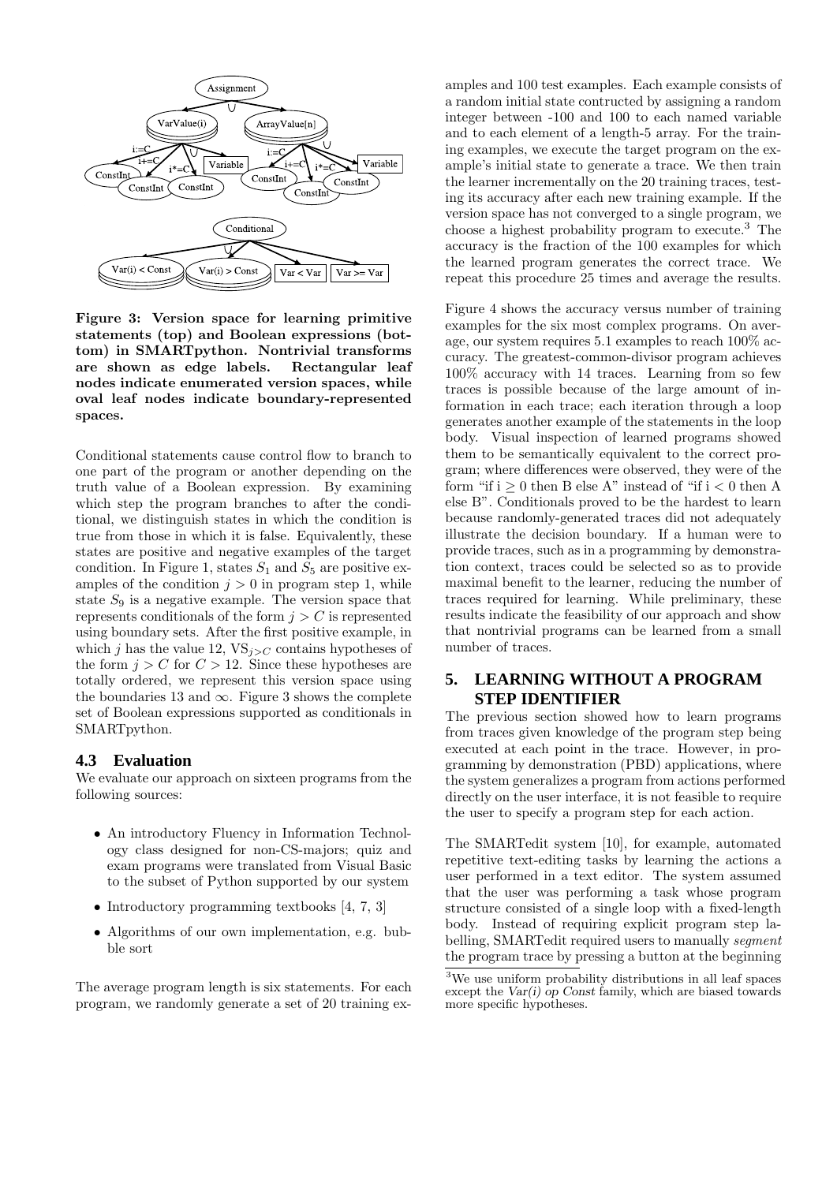Figure 3: Version space for learning primitive statements (top) and Boolean expressions (bottom) in SMARTpython. Nontrivial transforms are shown as edge labels. Rectangular leaf nodes indicate enumerated version spaces, while oval leaf nodes indicate boundary-represented spaces.

Conditional statements cause control flow to branch to one part of the program or another depending on the truth value of a Boolean expression. By examining which step the program branches to after the conditional, we distinguish states in which the condition is true from those in which it is false. Equivalently, these states are positive and negative examples of the target condition. In Figure 1, states $S_1$ and $S_5$ are positive examples of the condition $j > 0$ in program step 1, while state $S_9$ is a negative example. The version space that represents conditionals of the form $j > C$ is represented using boundary sets. After the first positive example, in which $j$ has the value 12, $\mathrm{VS}_{j>C}$ contains hypotheses of the form $j > C$ for $C > 12$. Since these hypotheses are totally ordered, we represent this version space using the boundaries 13 and $\infty$. Figure 3 shows the complete set of Boolean expressions supported as conditionals in SMARTpython.

### 4.3 Evaluation

We evaluate our approach on sixteen programs from the following sources:

- An introductory Fluency in Information Technology class designed for non-CS-majors; quiz and exam programs were translated from Visual Basic to the subset of Python supported by our system
- Introductory programming textbooks [4, 7, 3]
- Algorithms of our own implementation, e.g. bubble sort

The average program length is six statements. For each program, we randomly generate a set of 20 training examples and 100 test examples. Each example consists of a random initial state contructed by assigning a random integer between -100 and 100 to each named variable and to each element of a length-5 array. For the training examples, we execute the target program on the example's initial state to generate a trace. We then train the learner incrementally on the 20 training traces, testing its accuracy after each new training example. If the version space has not converged to a single program, we choose a highest probability program to execute.[3] The accuracy is the fraction of the 100 examples for which the learned program generates the correct trace. We repeat this procedure 25 times and average the results.

Figure 4 shows the accuracy versus number of training examples for the six most complex programs. On average, our system requires 5.1 examples to reach 100% accuracy. The greatest-common-divisor program achieves 100% accuracy with 14 traces. Learning from so few traces is possible because of the large amount of information in each trace; each iteration through a loop generates another example of the statements in the loop body. Visual inspection of learned programs showed them to be semantically equivalent to the correct program; where differences were observed, they were of the form "if $i \geq 0$ then B else A" instead of "if $i < 0$ then A else B". Conditionals proved to be the hardest to learn because randomly-generated traces did not adequately illustrate the decision boundary. If a human were to provide traces, such as in a programming by demonstration context, traces could be selected so as to provide maximal benefit to the learner, reducing the number of traces required for learning. While preliminary, these results indicate the feasibility of our approach and show that nontrivial programs can be learned from a small number of traces.

## 5. LEARNING WITHOUT A PROGRAM STEP IDENTIFIER

The previous section showed how to learn programs from traces given knowledge of the program step being executed at each point in the trace. However, in programming by demonstration (PBD) applications, where the system generalizes a program from actions performed directly on the user interface, it is not feasible to require the user to specify a program step for each action.

The SMARTedit system [10], for example, automated repetitive text-editing tasks by learning the actions a user performed in a text editor. The system assumed that the user was performing a task whose program structure consisted of a single loop with a fixed-length body. Instead of requiring explicit program step labelling, SMARTedit required users to manually *segment* the program trace by pressing a button at the beginning

[3] We use uniform probability distributions in all leaf spaces except the *Var(i) op Const* family, which are biased towards more specific hypotheses.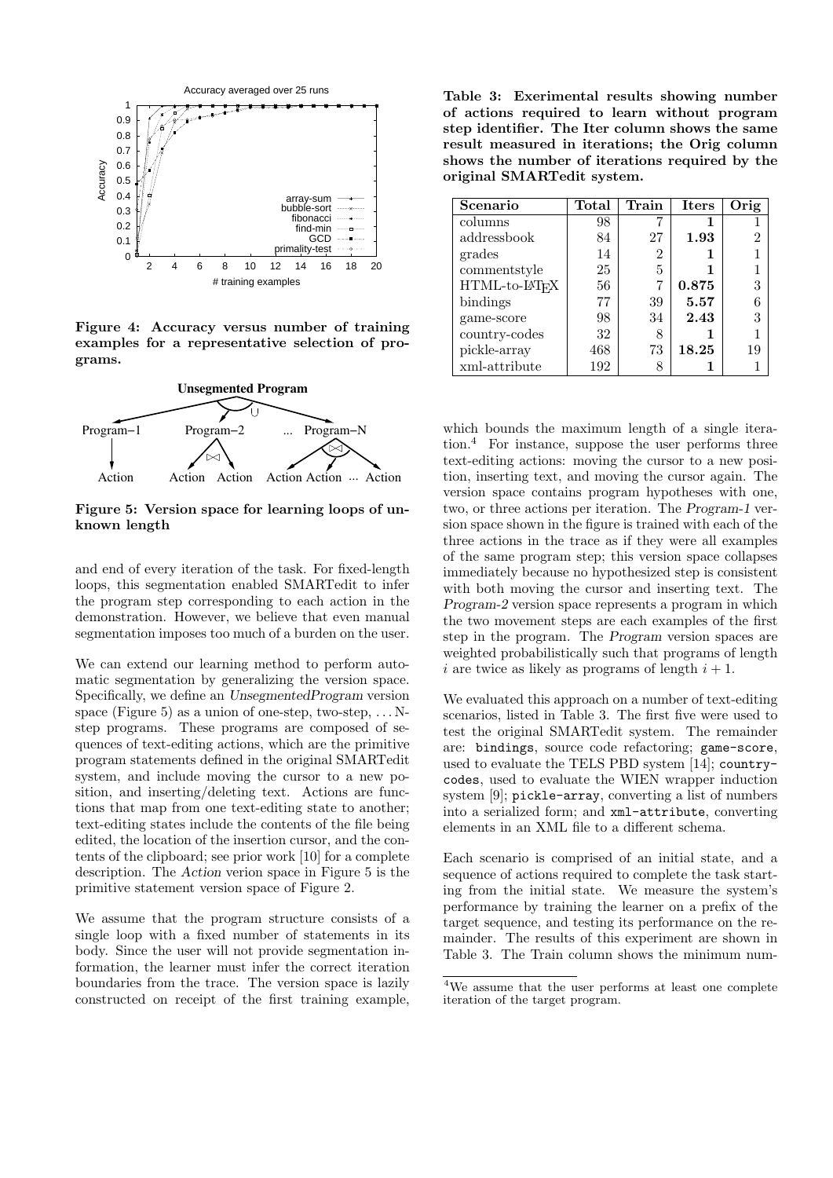Figure 4: Accuracy versus number of training examples for a representative selection of programs.

Figure 5: Version space for learning loops of unknown length

and end of every iteration of the task. For fixed-length loops, this segmentation enabled SMARTedit to infer the program step corresponding to each action in the demonstration. However, we believe that even manual segmentation imposes too much of a burden on the user.

We can extend our learning method to perform automatic segmentation by generalizing the version space. Specifically, we define an *UnsegmentedProgram* version space (Figure 5) as a union of one-step, two-step, ... N-step programs. These programs are composed of sequences of text-editing actions, which are the primitive program statements defined in the original SMARTedit system, and include moving the cursor to a new position, and inserting/deleting text. Actions are functions that map from one text-editing state to another; text-editing states include the contents of the file being edited, the location of the insertion cursor, and the contents of the clipboard; see prior work [10] for a complete description. The *Action* verion space in Figure 5 is the primitive statement version space of Figure 2.

We assume that the program structure consists of a single loop with a fixed number of statements in its body. Since the user will not provide segmentation information, the learner must infer the correct iteration boundaries from the trace. The version space is lazily constructed on receipt of the first training example, which bounds the maximum length of a single iteration.[4] For instance, suppose the user performs three text-editing actions: moving the cursor to a new position, inserting text, and moving the cursor again. The version space contains program hypotheses with one, two, or three actions per iteration. The *Program-1* version space shown in the figure is trained with each of the three actions in the trace as if they were all examples of the same program step; this version space collapses immediately because no hypothesized step is consistent with both moving the cursor and inserting text. The *Program-2* version space represents a program in which the two movement steps are each examples of the first step in the program. The *Program* version spaces are weighted probabilistically such that programs of length $i$ are twice as likely as programs of length $i+1$.

**Table 3: Exerimental results showing number of actions required to learn without program step identifier. The Iter column shows the same result measured in iterations; the Orig column shows the number of iterations required by the original SMARTedit system.**

| Scenario | Total | Train | Iters | Orig |
|---|---|---|---|---|
| columns | 98 | 7 | **1** | 1 |
| addressbook | 84 | 27 | **1.93** | 2 |
| grades | 14 | 2 | **1** | 1 |
| commentstyle | 25 | 5 | **1** | 1 |
| HTML-to-LaTeX | 56 | 7 | **0.875** | 3 |
| bindings | 77 | 39 | **5.57** | 6 |
| game-score | 98 | 34 | **2.43** | 3 |
| country-codes | 32 | 8 | **1** | 1 |
| pickle-array | 468 | 73 | **18.25** | 19 |
| xml-attribute | 192 | 8 | **1** | 1 |

We evaluated this approach on a number of text-editing scenarios, listed in Table 3. The first five were used to test the original SMARTedit system. The remainder are: `bindings`, source code refactoring; `game-score`, used to evaluate the TELS PBD system [14]; `country-codes`, used to evaluate the WIEN wrapper induction system [9]; `pickle-array`, converting a list of numbers into a serialized form; and `xml-attribute`, converting elements in an XML file to a different schema.

Each scenario is comprised of an initial state, and a sequence of actions required to complete the task starting from the initial state. We measure the system's performance by training the learner on a prefix of the target sequence, and testing its performance on the remainder. The results of this experiment are shown in Table 3. The Train column shows the minimum num-

[4] We assume that the user performs at least one complete iteration of the target program.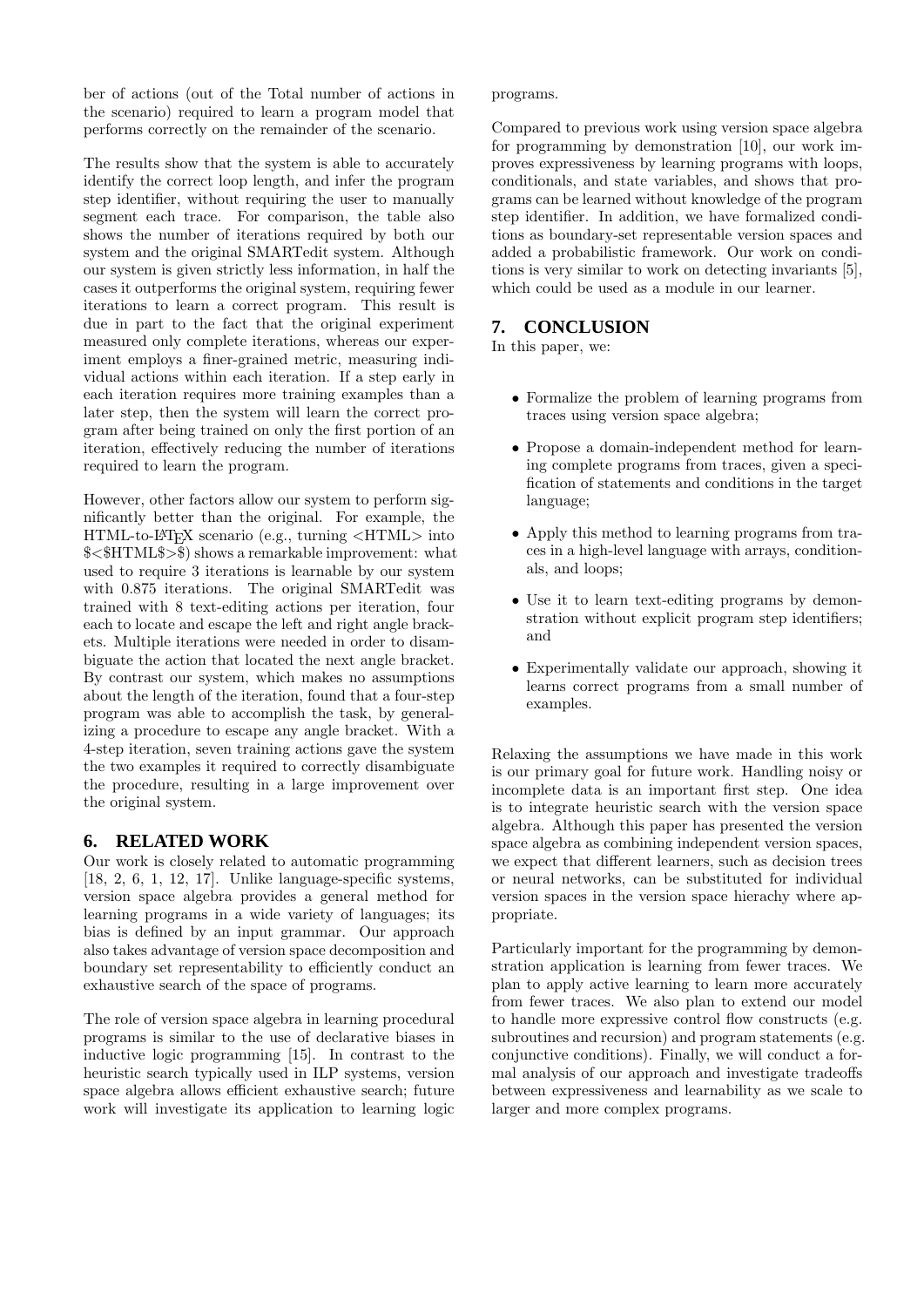ber of actions (out of the Total number of actions in the scenario) required to learn a program model that performs correctly on the remainder of the scenario.

The results show that the system is able to accurately identify the correct loop length, and infer the program step identifier, without requiring the user to manually segment each trace. For comparison, the table also shows the number of iterations required by both our system and the original SMARTedit system. Although our system is given strictly less information, in half the cases it outperforms the original system, requiring fewer iterations to learn a correct program. This result is due in part to the fact that the original experiment measured only complete iterations, whereas our experiment employs a finer-grained metric, measuring individual actions within each iteration. If a step early in each iteration requires more training examples than a later step, then the system will learn the correct program after being trained on only the first portion of an iteration, effectively reducing the number of iterations required to learn the program.

However, other factors allow our system to perform significantly better than the original. For example, the HTML-to-LaTeX scenario (e.g., turning <HTML> into $<$HTML$>$) shows a remarkable improvement: what used to require 3 iterations is learnable by our system with 0.875 iterations. The original SMARTedit was trained with 8 text-editing actions per iteration, four each to locate and escape the left and right angle brackets. Multiple iterations were needed in order to disambiguate the action that located the next angle bracket. By contrast our system, which makes no assumptions about the length of the iteration, found that a four-step program was able to accomplish the task, by generalizing a procedure to escape any angle bracket. With a 4-step iteration, seven training actions gave the system the two examples it required to correctly disambiguate the procedure, resulting in a large improvement over the original system.

## 6. RELATED WORK

Our work is closely related to automatic programming [18, 2, 6, 1, 12, 17]. Unlike language-specific systems, version space algebra provides a general method for learning programs in a wide variety of languages; its bias is defined by an input grammar. Our approach also takes advantage of version space decomposition and boundary set representability to efficiently conduct an exhaustive search of the space of programs.

The role of version space algebra in learning procedural programs is similar to the use of declarative biases in inductive logic programming [15]. In contrast to the heuristic search typically used in ILP systems, version space algebra allows efficient exhaustive search; future work will investigate its application to learning logic programs.

Compared to previous work using version space algebra for programming by demonstration [10], our work improves expressiveness by learning programs with loops, conditionals, and state variables, and shows that programs can be learned without knowledge of the program step identifier. In addition, we have formalized conditions as boundary-set representable version spaces and added a probabilistic framework. Our work on conditions is very similar to work on detecting invariants [5], which could be used as a module in our learner.

## 7. CONCLUSION

In this paper, we:

- Formalize the problem of learning programs from traces using version space algebra;
- Propose a domain-independent method for learning complete programs from traces, given a specification of statements and conditions in the target language;
- Apply this method to learning programs from traces in a high-level language with arrays, conditionals, and loops;
- Use it to learn text-editing programs by demonstration without explicit program step identifiers; and
- Experimentally validate our approach, showing it learns correct programs from a small number of examples.

Relaxing the assumptions we have made in this work is our primary goal for future work. Handling noisy or incomplete data is an important first step. One idea is to integrate heuristic search with the version space algebra. Although this paper has presented the version space algebra as combining independent version spaces, we expect that different learners, such as decision trees or neural networks, can be substituted for individual version spaces in the version space hierachy where appropriate.

Particularly important for the programming by demonstration application is learning from fewer traces. We plan to apply active learning to learn more accurately from fewer traces. We also plan to extend our model to handle more expressive control flow constructs (e.g. subroutines and recursion) and program statements (e.g. conjunctive conditions). Finally, we will conduct a formal analysis of our approach and investigate tradeoffs between expressiveness and learnability as we scale to larger and more complex programs.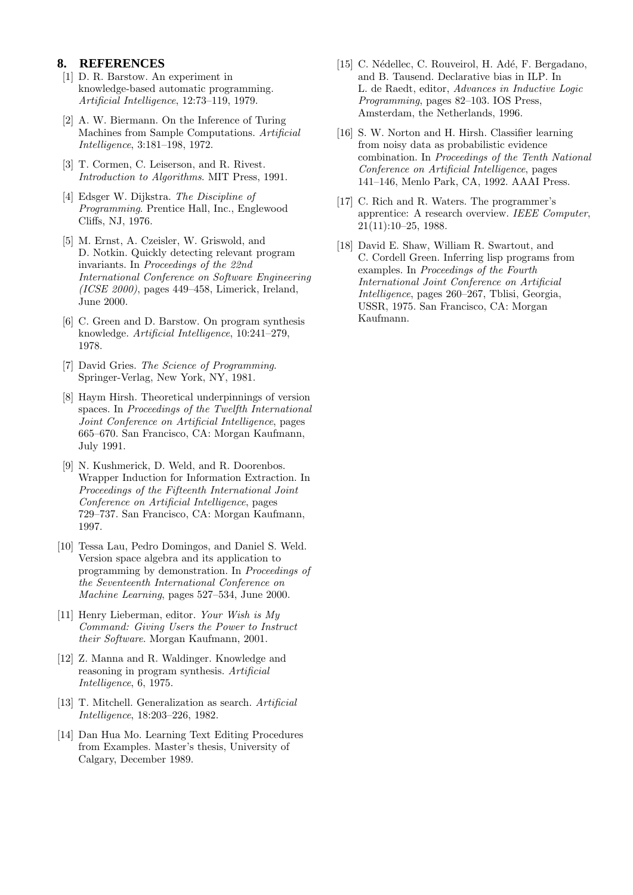## 8. REFERENCES

[1] D. R. Barstow. An experiment in knowledge-based automatic programming. *Artificial Intelligence*, 12:73–119, 1979.

[2] A. W. Biermann. On the Inference of Turing Machines from Sample Computations. *Artificial Intelligence*, 3:181–198, 1972.

[3] T. Cormen, C. Leiserson, and R. Rivest. *Introduction to Algorithms*. MIT Press, 1991.

[4] Edsger W. Dijkstra. *The Discipline of Programming*. Prentice Hall, Inc., Englewood Cliffs, NJ, 1976.

[5] M. Ernst, A. Czeisler, W. Griswold, and D. Notkin. Quickly detecting relevant program invariants. In *Proceedings of the 22nd International Conference on Software Engineering (ICSE 2000)*, pages 449–458, Limerick, Ireland, June 2000.

[6] C. Green and D. Barstow. On program synthesis knowledge. *Artificial Intelligence*, 10:241–279, 1978.

[7] David Gries. *The Science of Programming*. Springer-Verlag, New York, NY, 1981.

[8] Haym Hirsh. Theoretical underpinnings of version spaces. In *Proceedings of the Twelfth International Joint Conference on Artificial Intelligence*, pages 665–670. San Francisco, CA: Morgan Kaufmann, July 1991.

[9] N. Kushmerick, D. Weld, and R. Doorenbos. Wrapper Induction for Information Extraction. In *Proceedings of the Fifteenth International Joint Conference on Artificial Intelligence*, pages 729–737. San Francisco, CA: Morgan Kaufmann, 1997.

[10] Tessa Lau, Pedro Domingos, and Daniel S. Weld. Version space algebra and its application to programming by demonstration. In *Proceedings of the Seventeenth International Conference on Machine Learning*, pages 527–534, June 2000.

[11] Henry Lieberman, editor. *Your Wish is My Command: Giving Users the Power to Instruct their Software*. Morgan Kaufmann, 2001.

[12] Z. Manna and R. Waldinger. Knowledge and reasoning in program synthesis. *Artificial Intelligence*, 6, 1975.

[13] T. Mitchell. Generalization as search. *Artificial Intelligence*, 18:203–226, 1982.

[14] Dan Hua Mo. Learning Text Editing Procedures from Examples. Master's thesis, University of Calgary, December 1989.

[15] C. Nédellec, C. Rouveirol, H. Adé, F. Bergadano, and B. Tausend. Declarative bias in ILP. In L. de Raedt, editor, *Advances in Inductive Logic Programming*, pages 82–103. IOS Press, Amsterdam, the Netherlands, 1996.

[16] S. W. Norton and H. Hirsh. Classifier learning from noisy data as probabilistic evidence combination. In *Proceedings of the Tenth National Conference on Artificial Intelligence*, pages 141–146, Menlo Park, CA, 1992. AAAI Press.

[17] C. Rich and R. Waters. The programmer's apprentice: A research overview. *IEEE Computer*, 21(11):10–25, 1988.

[18] David E. Shaw, William R. Swartout, and C. Cordell Green. Inferring lisp programs from examples. In *Proceedings of the Fourth International Joint Conference on Artificial Intelligence*, pages 260–267, Tblisi, Georgia, USSR, 1975. San Francisco, CA: Morgan Kaufmann.